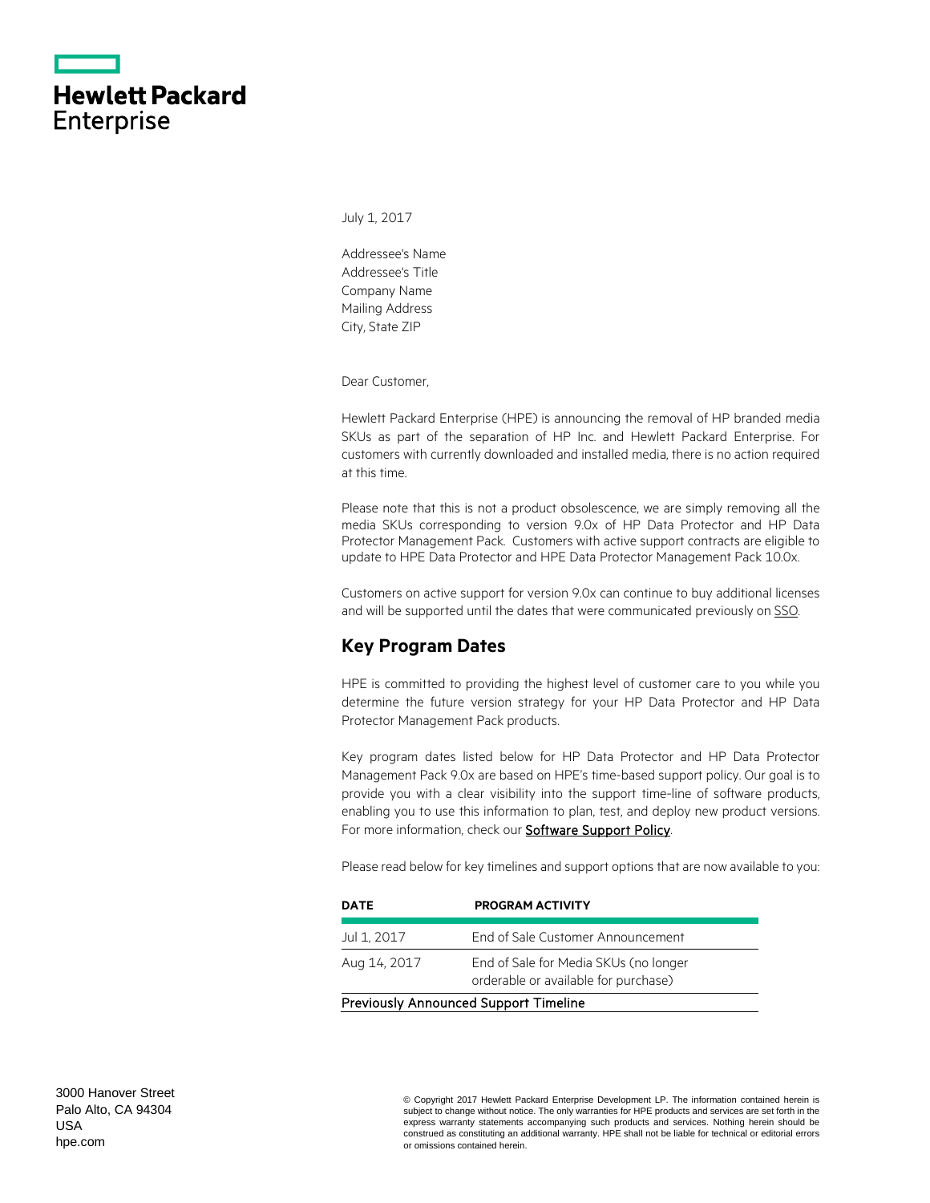**Hewlett Packard Enterprise**

July 1, 2017

Addressee's Name
Addressee's Title
Company Name
Mailing Address
City, State ZIP

Dear Customer,

Hewlett Packard Enterprise (HPE) is announcing the removal of HP branded media SKUs as part of the separation of HP Inc. and Hewlett Packard Enterprise. For customers with currently downloaded and installed media, there is no action required at this time.

Please note that this is not a product obsolescence, we are simply removing all the media SKUs corresponding to version 9.0x of HP Data Protector and HP Data Protector Management Pack. Customers with active support contracts are eligible to update to HPE Data Protector and HPE Data Protector Management Pack 10.0x.

Customers on active support for version 9.0x can continue to buy additional licenses and will be supported until the dates that were communicated previously on SSO.

## Key Program Dates

HPE is committed to providing the highest level of customer care to you while you determine the future version strategy for your HP Data Protector and HP Data Protector Management Pack products.

Key program dates listed below for HP Data Protector and HP Data Protector Management Pack 9.0x are based on HPE's time-based support policy. Our goal is to provide you with a clear visibility into the support time-line of software products, enabling you to use this information to plan, test, and deploy new product versions. For more information, check our Software Support Policy.

Please read below for key timelines and support options that are now available to you:

| DATE | PROGRAM ACTIVITY |
| --- | --- |
| Jul 1, 2017 | End of Sale Customer Announcement |
| Aug 14, 2017 | End of Sale for Media SKUs (no longer orderable or available for purchase) |
| Previously Announced Support Timeline | |

3000 Hanover Street
Palo Alto, CA 94304
USA
hpe.com

© Copyright 2017 Hewlett Packard Enterprise Development LP. The information contained herein is subject to change without notice. The only warranties for HPE products and services are set forth in the express warranty statements accompanying such products and services. Nothing herein should be construed as constituting an additional warranty. HPE shall not be liable for technical or editorial errors or omissions contained herein.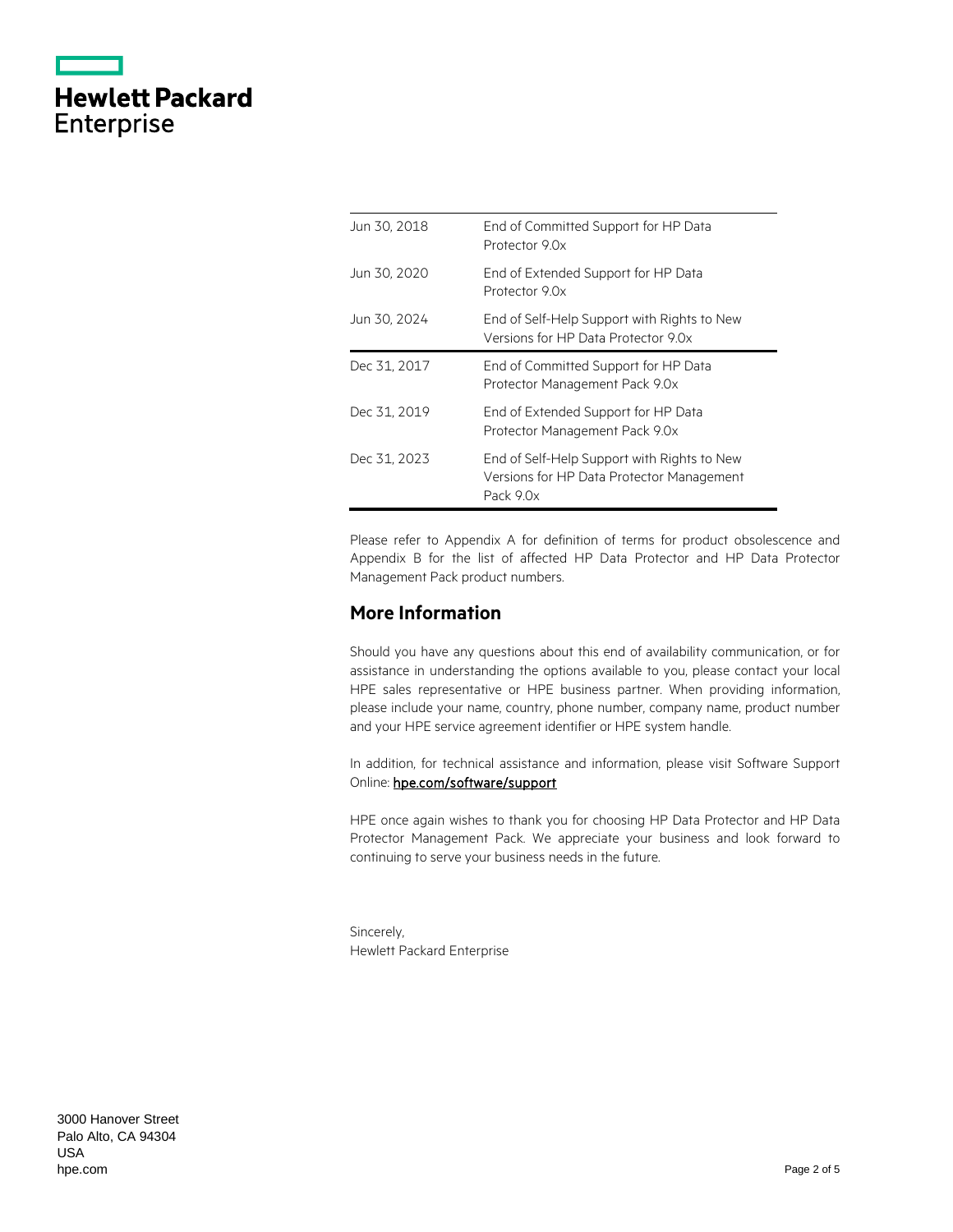| | |
|---|---|
| Jun 30, 2018 | End of Committed Support for HP Data Protector 9.0x |
| Jun 30, 2020 | End of Extended Support for HP Data Protector 9.0x |
| Jun 30, 2024 | End of Self-Help Support with Rights to New Versions for HP Data Protector 9.0x |
| Dec 31, 2017 | End of Committed Support for HP Data Protector Management Pack 9.0x |
| Dec 31, 2019 | End of Extended Support for HP Data Protector Management Pack 9.0x |
| Dec 31, 2023 | End of Self-Help Support with Rights to New Versions for HP Data Protector Management Pack 9.0x |

Please refer to Appendix A for definition of terms for product obsolescence and Appendix B for the list of affected HP Data Protector and HP Data Protector Management Pack product numbers.

## More Information

Should you have any questions about this end of availability communication, or for assistance in understanding the options available to you, please contact your local HPE sales representative or HPE business partner. When providing information, please include your name, country, phone number, company name, product number and your HPE service agreement identifier or HPE system handle.

In addition, for technical assistance and information, please visit Software Support Online: **hpe.com/software/support**

HPE once again wishes to thank you for choosing HP Data Protector and HP Data Protector Management Pack. We appreciate your business and look forward to continuing to serve your business needs in the future.

Sincerely,
Hewlett Packard Enterprise

3000 Hanover Street
Palo Alto, CA 94304
USA
hpe.com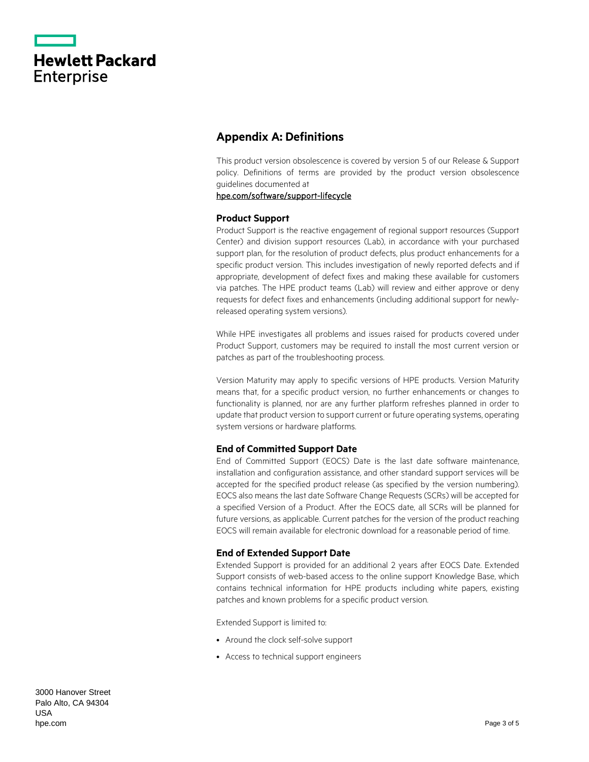## Appendix A: Definitions

This product version obsolescence is covered by version 5 of our Release & Support policy. Definitions of terms are provided by the product version obsolescence guidelines documented at
hpe.com/software/support-lifecycle

### Product Support

Product Support is the reactive engagement of regional support resources (Support Center) and division support resources (Lab), in accordance with your purchased support plan, for the resolution of product defects, plus product enhancements for a specific product version. This includes investigation of newly reported defects and if appropriate, development of defect fixes and making these available for customers via patches. The HPE product teams (Lab) will review and either approve or deny requests for defect fixes and enhancements (including additional support for newly-released operating system versions).

While HPE investigates all problems and issues raised for products covered under Product Support, customers may be required to install the most current version or patches as part of the troubleshooting process.

Version Maturity may apply to specific versions of HPE products. Version Maturity means that, for a specific product version, no further enhancements or changes to functionality is planned, nor are any further platform refreshes planned in order to update that product version to support current or future operating systems, operating system versions or hardware platforms.

### End of Committed Support Date

End of Committed Support (EOCS) Date is the last date software maintenance, installation and configuration assistance, and other standard support services will be accepted for the specified product release (as specified by the version numbering). EOCS also means the last date Software Change Requests (SCRs) will be accepted for a specified Version of a Product. After the EOCS date, all SCRs will be planned for future versions, as applicable. Current patches for the version of the product reaching EOCS will remain available for electronic download for a reasonable period of time.

### End of Extended Support Date

Extended Support is provided for an additional 2 years after EOCS Date. Extended Support consists of web-based access to the online support Knowledge Base, which contains technical information for HPE products including white papers, existing patches and known problems for a specific product version.

Extended Support is limited to:

- Around the clock self-solve support
- Access to technical support engineers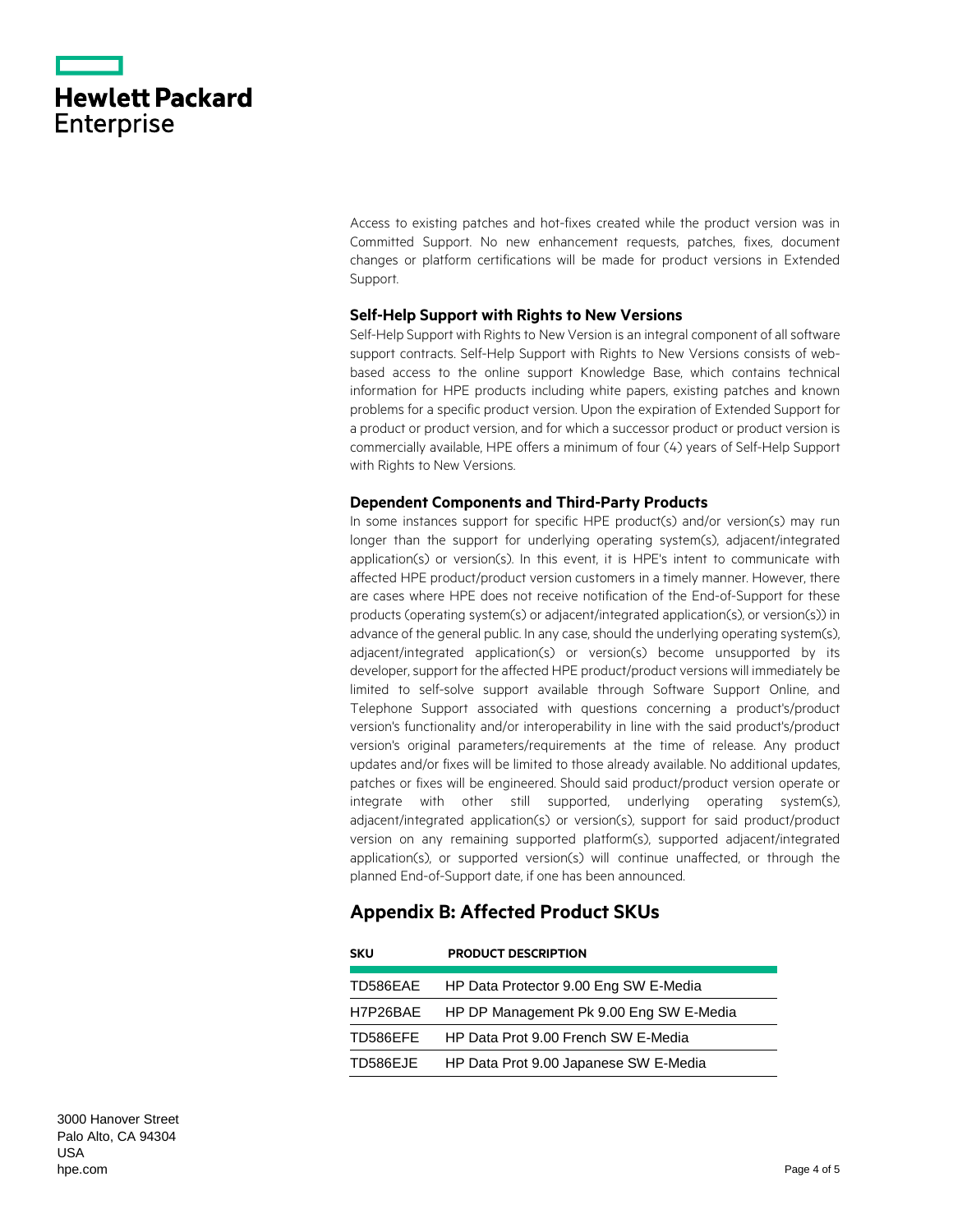Access to existing patches and hot-fixes created while the product version was in Committed Support. No new enhancement requests, patches, fixes, document changes or platform certifications will be made for product versions in Extended Support.

### Self-Help Support with Rights to New Versions

Self-Help Support with Rights to New Version is an integral component of all software support contracts. Self-Help Support with Rights to New Versions consists of web-based access to the online support Knowledge Base, which contains technical information for HPE products including white papers, existing patches and known problems for a specific product version. Upon the expiration of Extended Support for a product or product version, and for which a successor product or product version is commercially available, HPE offers a minimum of four (4) years of Self-Help Support with Rights to New Versions.

### Dependent Components and Third-Party Products

In some instances support for specific HPE product(s) and/or version(s) may run longer than the support for underlying operating system(s), adjacent/integrated application(s) or version(s). In this event, it is HPE's intent to communicate with affected HPE product/product version customers in a timely manner. However, there are cases where HPE does not receive notification of the End-of-Support for these products (operating system(s) or adjacent/integrated application(s), or version(s)) in advance of the general public. In any case, should the underlying operating system(s), adjacent/integrated application(s) or version(s) become unsupported by its developer, support for the affected HPE product/product versions will immediately be limited to self-solve support available through Software Support Online, and Telephone Support associated with questions concerning a product's/product version's functionality and/or interoperability in line with the said product's/product version's original parameters/requirements at the time of release. Any product updates and/or fixes will be limited to those already available. No additional updates, patches or fixes will be engineered. Should said product/product version operate or integrate with other still supported, underlying operating system(s), adjacent/integrated application(s) or version(s), support for said product/product version on any remaining supported platform(s), supported adjacent/integrated application(s), or supported version(s) will continue unaffected, or through the planned End-of-Support date, if one has been announced.

## Appendix B: Affected Product SKUs

| SKU | PRODUCT DESCRIPTION |
| --- | --- |
| TD586EAE | HP Data Protector 9.00 Eng SW E-Media |
| H7P26BAE | HP DP Management Pk 9.00 Eng SW E-Media |
| TD586EFE | HP Data Prot 9.00 French SW E-Media |
| TD586EJE | HP Data Prot 9.00 Japanese SW E-Media |

3000 Hanover Street
Palo Alto, CA 94304
USA
hpe.com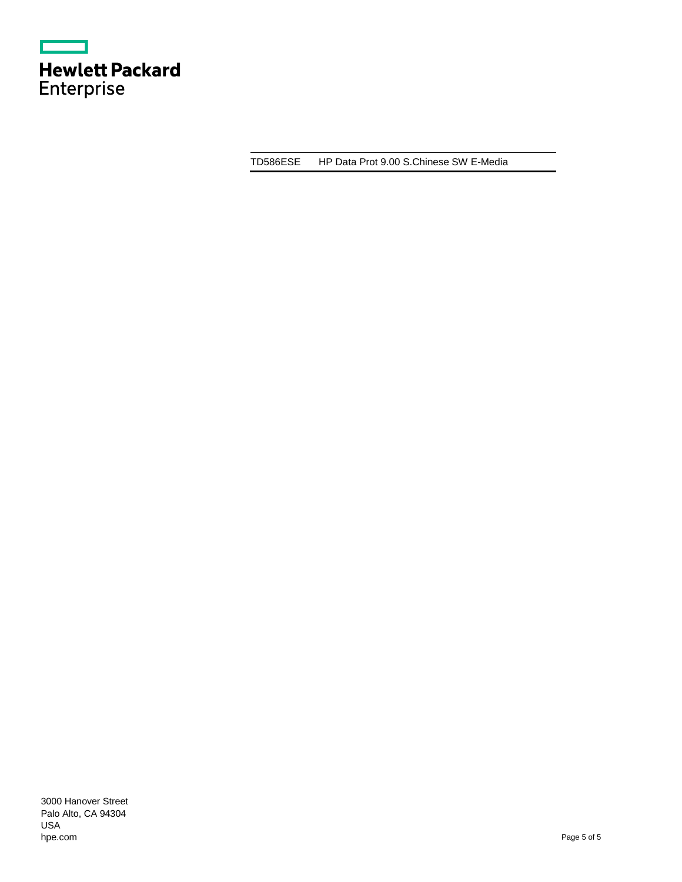Hewlett Packard Enterprise

| | |
|---|---|
| TD586ESE | HP Data Prot 9.00 S.Chinese SW E-Media |

3000 Hanover Street
Palo Alto, CA 94304
USA
hpe.com